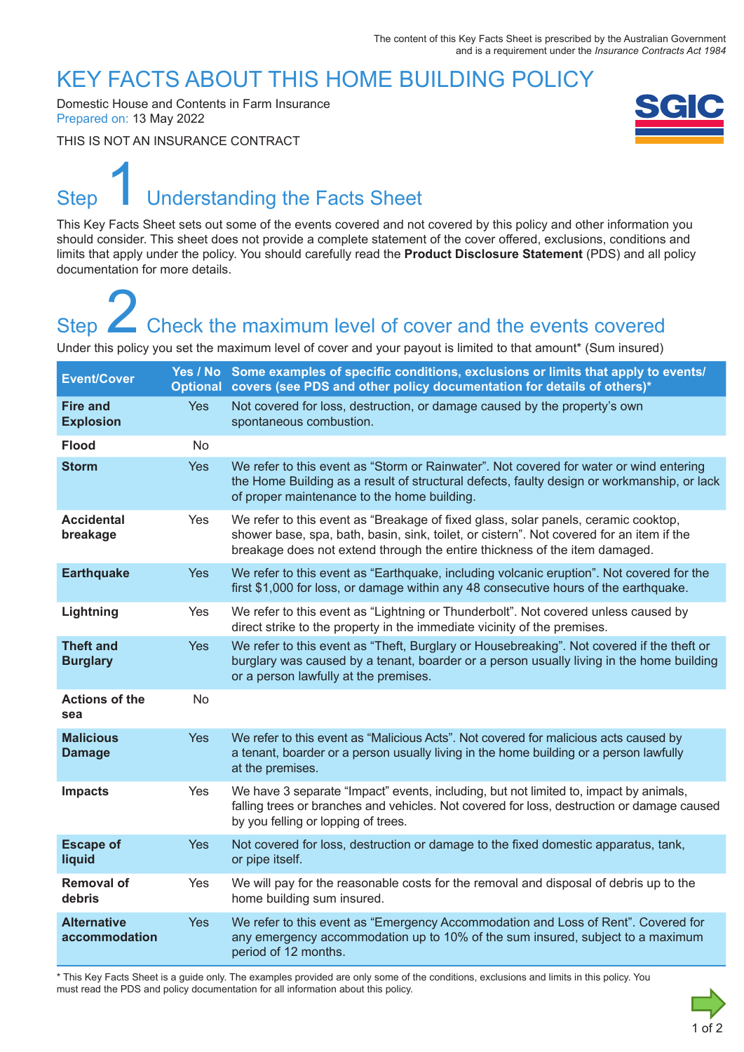The content of this Key Facts Sheet is prescribed by the Australian Government and is a requirement under the *Insurance Contracts Act 1984*

# KEY FACTS ABOUT THIS HOME BUILDING POLICY

Domestic House and Contents in Farm Insurance
Prepared on: 13 May 2022

THIS IS NOT AN INSURANCE CONTRACT

## Step 1 Understanding the Facts Sheet

This Key Facts Sheet sets out some of the events covered and not covered by this policy and other information you should consider. This sheet does not provide a complete statement of the cover offered, exclusions, conditions and limits that apply under the policy. You should carefully read the **Product Disclosure Statement** (PDS) and all policy documentation for more details.

## Step 2 Check the maximum level of cover and the events covered

Under this policy you set the maximum level of cover and your payout is limited to that amount* (Sum insured)

| Event/Cover | Yes / No Optional | Some examples of specific conditions, exclusions or limits that apply to events/ covers (see PDS and other policy documentation for details of others)* |
|---|---|---|
| **Fire and Explosion** | Yes | Not covered for loss, destruction, or damage caused by the property's own spontaneous combustion. |
| **Flood** | No | |
| **Storm** | Yes | We refer to this event as "Storm or Rainwater". Not covered for water or wind entering the Home Building as a result of structural defects, faulty design or workmanship, or lack of proper maintenance to the home building. |
| **Accidental breakage** | Yes | We refer to this event as "Breakage of fixed glass, solar panels, ceramic cooktop, shower base, spa, bath, basin, sink, toilet, or cistern". Not covered for an item if the breakage does not extend through the entire thickness of the item damaged. |
| **Earthquake** | Yes | We refer to this event as "Earthquake, including volcanic eruption". Not covered for the first $1,000 for loss, or damage within any 48 consecutive hours of the earthquake. |
| **Lightning** | Yes | We refer to this event as "Lightning or Thunderbolt". Not covered unless caused by direct strike to the property in the immediate vicinity of the premises. |
| **Theft and Burglary** | Yes | We refer to this event as "Theft, Burglary or Housebreaking". Not covered if the theft or burglary was caused by a tenant, boarder or a person usually living in the home building or a person lawfully at the premises. |
| **Actions of the sea** | No | |
| **Malicious Damage** | Yes | We refer to this event as "Malicious Acts". Not covered for malicious acts caused by a tenant, boarder or a person usually living in the home building or a person lawfully at the premises. |
| **Impacts** | Yes | We have 3 separate "Impact" events, including, but not limited to, impact by animals, falling trees or branches and vehicles. Not covered for loss, destruction or damage caused by you felling or lopping of trees. |
| **Escape of liquid** | Yes | Not covered for loss, destruction or damage to the fixed domestic apparatus, tank, or pipe itself. |
| **Removal of debris** | Yes | We will pay for the reasonable costs for the removal and disposal of debris up to the home building sum insured. |
| **Alternative accommodation** | Yes | We refer to this event as "Emergency Accommodation and Loss of Rent". Covered for any emergency accommodation up to 10% of the sum insured, subject to a maximum period of 12 months. |

* This Key Facts Sheet is a guide only. The examples provided are only some of the conditions, exclusions and limits in this policy. You must read the PDS and policy documentation for all information about this policy.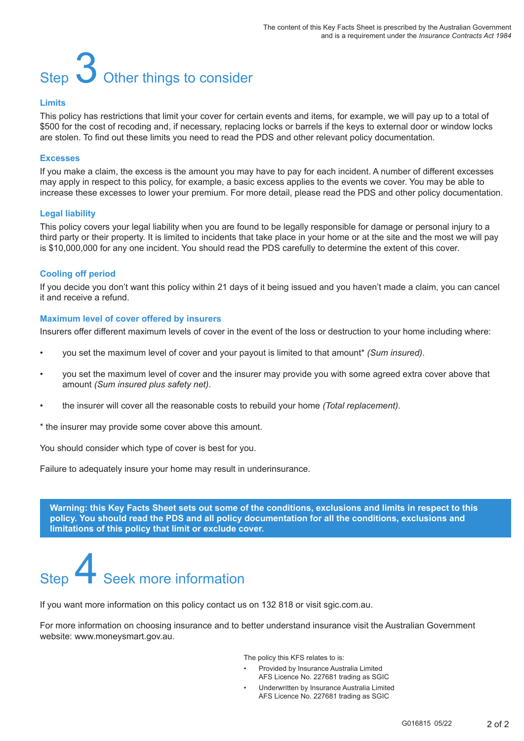The content of this Key Facts Sheet is prescribed by the Australian Government and is a requirement under the *Insurance Contracts Act 1984*

# Step 3 Other things to consider

### Limits

This policy has restrictions that limit your cover for certain events and items, for example, we will pay up to a total of $500 for the cost of recoding and, if necessary, replacing locks or barrels if the keys to external door or window locks are stolen. To find out these limits you need to read the PDS and other relevant policy documentation.

### Excesses

If you make a claim, the excess is the amount you may have to pay for each incident. A number of different excesses may apply in respect to this policy, for example, a basic excess applies to the events we cover. You may be able to increase these excesses to lower your premium. For more detail, please read the PDS and other policy documentation.

### Legal liability

This policy covers your legal liability when you are found to be legally responsible for damage or personal injury to a third party or their property. It is limited to incidents that take place in your home or at the site and the most we will pay is $10,000,000 for any one incident. You should read the PDS carefully to determine the extent of this cover.

### Cooling off period

If you decide you don't want this policy within 21 days of it being issued and you haven't made a claim, you can cancel it and receive a refund.

### Maximum level of cover offered by insurers

Insurers offer different maximum levels of cover in the event of the loss or destruction to your home including where:

- you set the maximum level of cover and your payout is limited to that amount* *(Sum insured)*.
- you set the maximum level of cover and the insurer may provide you with some agreed extra cover above that amount *(Sum insured plus safety net)*.
- the insurer will cover all the reasonable costs to rebuild your home *(Total replacement)*.

* the insurer may provide some cover above this amount.

You should consider which type of cover is best for you.

Failure to adequately insure your home may result in underinsurance.

**Warning: this Key Facts Sheet sets out some of the conditions, exclusions and limits in respect to this policy. You should read the PDS and all policy documentation for all the conditions, exclusions and limitations of this policy that limit or exclude cover.**

# Step 4 Seek more information

If you want more information on this policy contact us on 132 818 or visit sgic.com.au.

For more information on choosing insurance and to better understand insurance visit the Australian Government website: www.moneysmart.gov.au.

The policy this KFS relates to is:

- Provided by Insurance Australia Limited
  AFS Licence No. 227681 trading as SGIC
- Underwritten by Insurance Australia Limited
  AFS Licence No. 227681 trading as SGIC

G016815 05/22